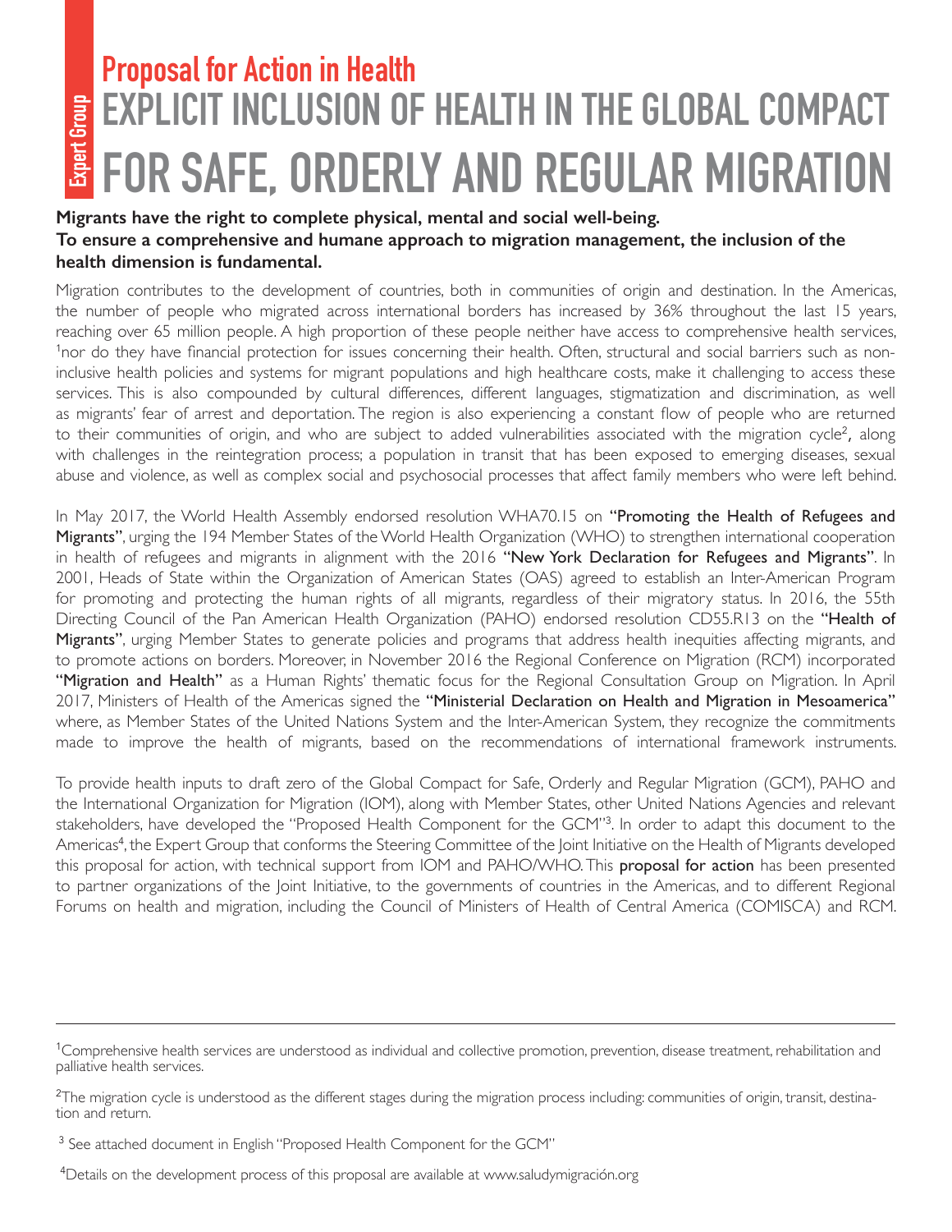Expert Group

## Proposal for Action in Health

# EXPLICIT INCLUSION OF HEALTH IN THE GLOBAL COMPACT FOR SAFE, ORDERLY AND REGULAR MIGRATION

**Migrants have the right to complete physical, mental and social well-being.**
**To ensure a comprehensive and humane approach to migration management, the inclusion of the health dimension is fundamental.**

Migration contributes to the development of countries, both in communities of origin and destination. In the Americas, the number of people who migrated across international borders has increased by 36% throughout the last 15 years, reaching over 65 million people. A high proportion of these people neither have access to comprehensive health services, [1]nor do they have financial protection for issues concerning their health. Often, structural and social barriers such as non-inclusive health policies and systems for migrant populations and high healthcare costs, make it challenging to access these services. This is also compounded by cultural differences, different languages, stigmatization and discrimination, as well as migrants' fear of arrest and deportation. The region is also experiencing a constant flow of people who are returned to their communities of origin, and who are subject to added vulnerabilities associated with the migration cycle[2], along with challenges in the reintegration process; a population in transit that has been exposed to emerging diseases, sexual abuse and violence, as well as complex social and psychosocial processes that affect family members who were left behind.

In May 2017, the World Health Assembly endorsed resolution WHA70.15 on **"Promoting the Health of Refugees and Migrants"**, urging the 194 Member States of the World Health Organization (WHO) to strengthen international cooperation in health of refugees and migrants in alignment with the 2016 **"New York Declaration for Refugees and Migrants"**. In 2001, Heads of State within the Organization of American States (OAS) agreed to establish an Inter-American Program for promoting and protecting the human rights of all migrants, regardless of their migratory status. In 2016, the 55th Directing Council of the Pan American Health Organization (PAHO) endorsed resolution CD55.R13 on the **"Health of Migrants"**, urging Member States to generate policies and programs that address health inequities affecting migrants, and to promote actions on borders. Moreover, in November 2016 the Regional Conference on Migration (RCM) incorporated **"Migration and Health"** as a Human Rights' thematic focus for the Regional Consultation Group on Migration. In April 2017, Ministers of Health of the Americas signed the **"Ministerial Declaration on Health and Migration in Mesoamerica"** where, as Member States of the United Nations System and the Inter-American System, they recognize the commitments made to improve the health of migrants, based on the recommendations of international framework instruments.

To provide health inputs to draft zero of the Global Compact for Safe, Orderly and Regular Migration (GCM), PAHO and the International Organization for Migration (IOM), along with Member States, other United Nations Agencies and relevant stakeholders, have developed the "Proposed Health Component for the GCM"[3]. In order to adapt this document to the Americas[4], the Expert Group that conforms the Steering Committee of the Joint Initiative on the Health of Migrants developed this proposal for action, with technical support from IOM and PAHO/WHO. This **proposal for action** has been presented to partner organizations of the Joint Initiative, to the governments of countries in the Americas, and to different Regional Forums on health and migration, including the Council of Ministers of Health of Central America (COMISCA) and RCM.

---

[1]Comprehensive health services are understood as individual and collective promotion, prevention, disease treatment, rehabilitation and palliative health services.

[2]The migration cycle is understood as the different stages during the migration process including: communities of origin, transit, destination and return.

[3] See attached document in English "Proposed Health Component for the GCM"

[4]Details on the development process of this proposal are available at www.saludymigración.org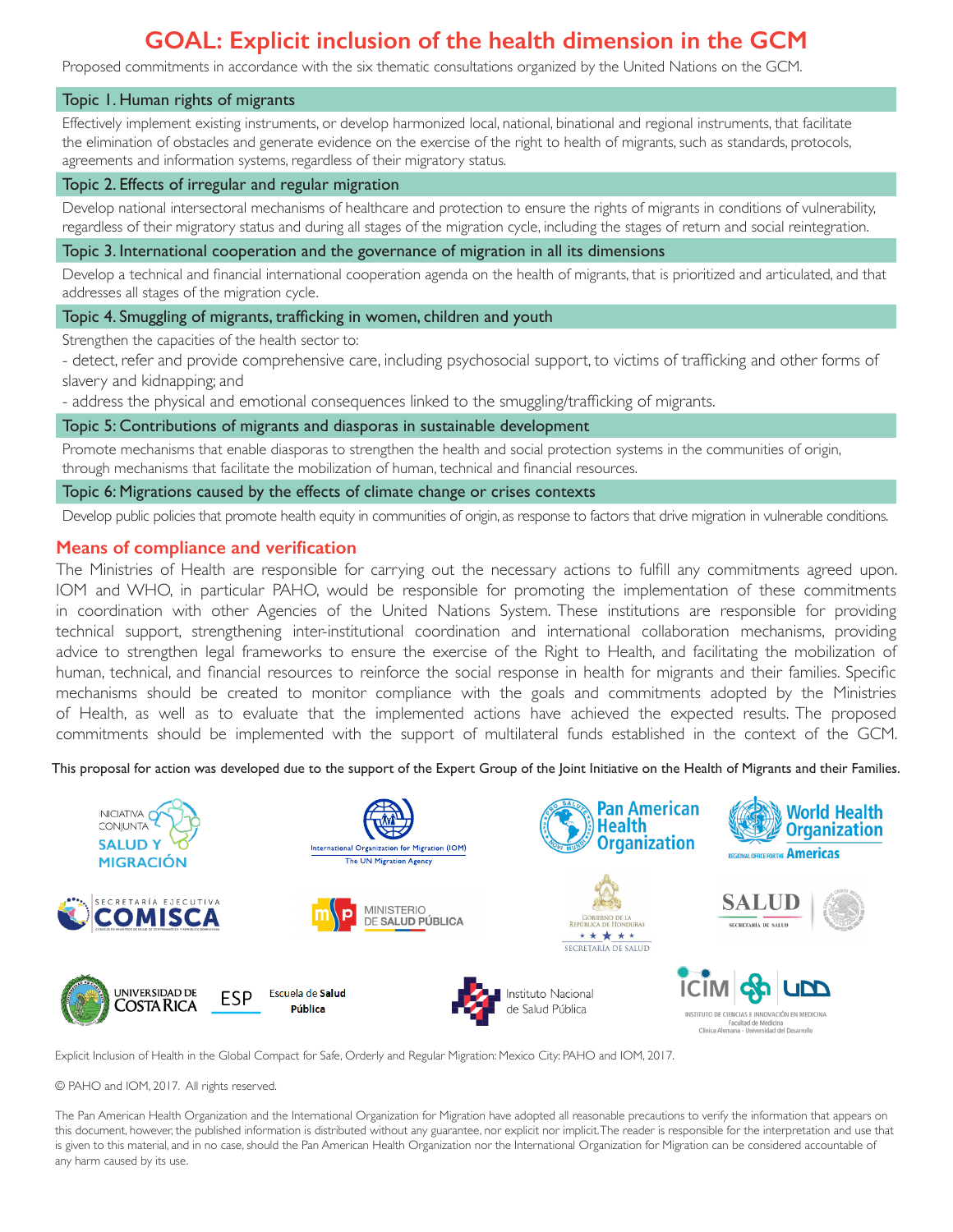# GOAL: Explicit inclusion of the health dimension in the GCM

Proposed commitments in accordance with the six thematic consultations organized by the United Nations on the GCM.

## Topic 1. Human rights of migrants

Effectively implement existing instruments, or develop harmonized local, national, binational and regional instruments, that facilitate the elimination of obstacles and generate evidence on the exercise of the right to health of migrants, such as standards, protocols, agreements and information systems, regardless of their migratory status.

## Topic 2. Effects of irregular and regular migration

Develop national intersectoral mechanisms of healthcare and protection to ensure the rights of migrants in conditions of vulnerability, regardless of their migratory status and during all stages of the migration cycle, including the stages of return and social reintegration.

## Topic 3. International cooperation and the governance of migration in all its dimensions

Develop a technical and financial international cooperation agenda on the health of migrants, that is prioritized and articulated, and that addresses all stages of the migration cycle.

## Topic 4. Smuggling of migrants, trafficking in women, children and youth

Strengthen the capacities of the health sector to:

- detect, refer and provide comprehensive care, including psychosocial support, to victims of trafficking and other forms of slavery and kidnapping; and
- address the physical and emotional consequences linked to the smuggling/trafficking of migrants.

## Topic 5: Contributions of migrants and diasporas in sustainable development

Promote mechanisms that enable diasporas to strengthen the health and social protection systems in the communities of origin, through mechanisms that facilitate the mobilization of human, technical and financial resources.

## Topic 6: Migrations caused by the effects of climate change or crises contexts

Develop public policies that promote health equity in communities of origin, as response to factors that drive migration in vulnerable conditions.

## Means of compliance and verification

The Ministries of Health are responsible for carrying out the necessary actions to fulfill any commitments agreed upon. IOM and WHO, in particular PAHO, would be responsible for promoting the implementation of these commitments in coordination with other Agencies of the United Nations System. These institutions are responsible for providing technical support, strengthening inter-institutional coordination and international collaboration mechanisms, providing advice to strengthen legal frameworks to ensure the exercise of the Right to Health, and facilitating the mobilization of human, technical, and financial resources to reinforce the social response in health for migrants and their families. Specific mechanisms should be created to monitor compliance with the goals and commitments adopted by the Ministries of Health, as well as to evaluate that the implemented actions have achieved the expected results. The proposed commitments should be implemented with the support of multilateral funds established in the context of the GCM.

This proposal for action was developed due to the support of the Expert Group of the Joint Initiative on the Health of Migrants and their Families.

Iniciativa Conjunta Salud y Migración

International Organization for Migration (IOM) — The UN Migration Agency

Pan American Health Organization

World Health Organization — Regional Office for the Americas

Secretaría Ejecutiva COMISCA

Ministerio de Salud Pública

Gobierno de la República de Honduras — Secretaría de Salud

Salud — Secretaría de Salud

Universidad de Costa Rica — ESP Escuela de Salud Pública

Instituto Nacional de Salud Pública

ICIM UDD — Instituto de Ciencias e Innovación en Medicina, Facultad de Medicina, Clínica Alemana - Universidad del Desarrollo

Explicit Inclusion of Health in the Global Compact for Safe, Orderly and Regular Migration: Mexico City: PAHO and IOM, 2017.

© PAHO and IOM, 2017. All rights reserved.

The Pan American Health Organization and the International Organization for Migration have adopted all reasonable precautions to verify the information that appears on this document, however, the published information is distributed without any guarantee, nor explicit nor implicit. The reader is responsible for the interpretation and use that is given to this material, and in no case, should the Pan American Health Organization nor the International Organization for Migration can be considered accountable of any harm caused by its use.